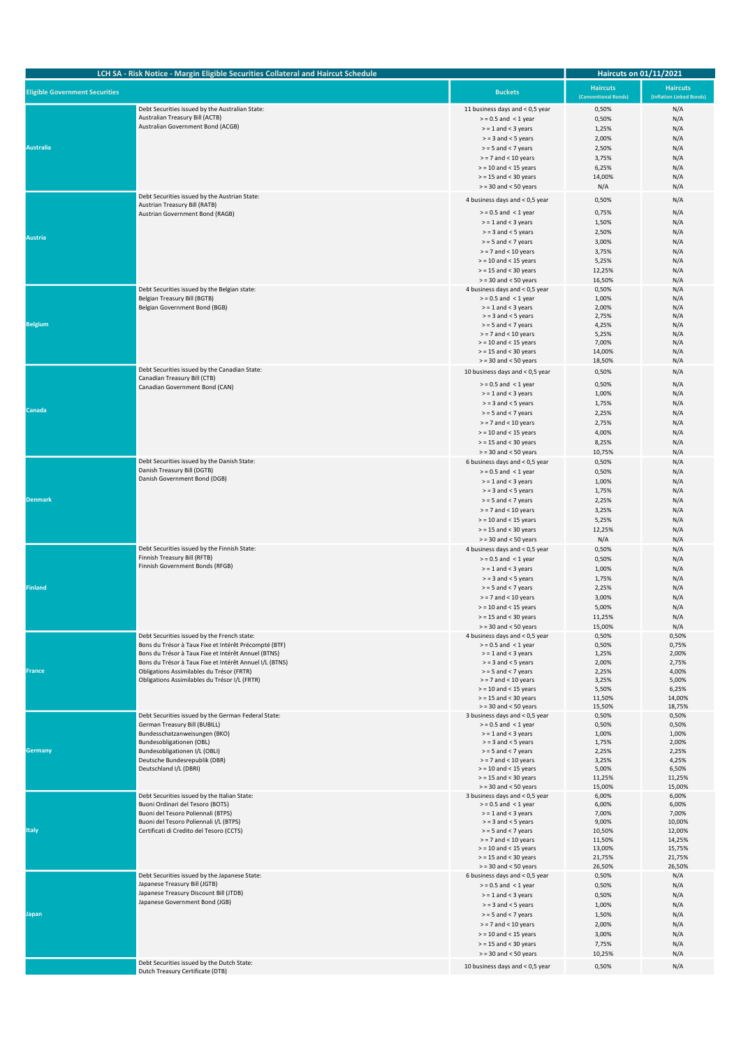| LCH SA - Risk Notice - Margin Eligible Securities Collateral and Haircut Schedule | | | Haircuts on 01/11/2021 | |
|---|---|---|---|---|
| Eligible Government Securities | | Buckets | Haircuts (Conventional Bonds) | Haircuts (Inflation Linked Bonds) |
| Australia | Debt Securities issued by the Australian State: | 11 business days and < 0,5 year | 0,50% | N/A |
| | Australian Treasury Bill (ACTB) | > = 0.5 and < 1 year | 0,50% | N/A |
| | Australian Government Bond (ACGB) | > = 1 and < 3 years | 1,25% | N/A |
| | | > = 3 and < 5 years | 2,00% | N/A |
| | | > = 5 and < 7 years | 2,50% | N/A |
| | | > = 7 and < 10 years | 3,75% | N/A |
| | | > = 10 and < 15 years | 6,25% | N/A |
| | | > = 15 and < 30 years | 14,00% | N/A |
| | | > = 30 and < 50 years | N/A | N/A |
| Austria | Debt Securities issued by the Austrian State: | 4 business days and < 0,5 year | 0,50% | N/A |
| | Austrian Treasury Bill (RATB) | > = 0.5 and < 1 year | 0,75% | N/A |
| | Austrian Government Bond (RAGB) | > = 1 and < 3 years | 1,50% | N/A |
| | | > = 3 and < 5 years | 2,50% | N/A |
| | | > = 5 and < 7 years | 3,00% | N/A |
| | | > = 7 and < 10 years | 3,75% | N/A |
| | | > = 10 and < 15 years | 5,25% | N/A |
| | | > = 15 and < 30 years | 12,25% | N/A |
| | | > = 30 and < 50 years | 16,50% | N/A |
| Belgium | Debt Securities issued by the Belgian state: | 4 business days and < 0,5 year | 0,50% | N/A |
| | Belgian Treasury Bill (BGTB) | > = 0.5 and < 1 year | 1,00% | N/A |
| | Belgian Government Bond (BGB) | > = 1 and < 3 years | 2,00% | N/A |
| | | > = 3 and < 5 years | 2,75% | N/A |
| | | > = 5 and < 7 years | 4,25% | N/A |
| | | > = 7 and < 10 years | 5,25% | N/A |
| | | > = 10 and < 15 years | 7,00% | N/A |
| | | > = 15 and < 30 years | 14,00% | N/A |
| | | > = 30 and < 50 years | 18,50% | N/A |
| Canada | Debt Securities issued by the Canadian State: | 10 business days and < 0,5 year | 0,50% | N/A |
| | Canadian Treasury Bill (CTB) | > = 0.5 and < 1 year | 0,50% | N/A |
| | Canadian Government Bond (CAN) | > = 1 and < 3 years | 1,00% | N/A |
| | | > = 3 and < 5 years | 1,75% | N/A |
| | | > = 5 and < 7 years | 2,25% | N/A |
| | | > = 7 and < 10 years | 2,75% | N/A |
| | | > = 10 and < 15 years | 4,00% | N/A |
| | | > = 15 and < 30 years | 8,25% | N/A |
| | | > = 30 and < 50 years | 10,75% | N/A |
| Denmark | Debt Securities issued by the Danish State: | 6 business days and < 0,5 year | 0,50% | N/A |
| | Danish Treasury Bill (DGTB) | > = 0.5 and < 1 year | 0,50% | N/A |
| | Danish Government Bond (DGB) | > = 1 and < 3 years | 1,00% | N/A |
| | | > = 3 and < 5 years | 1,75% | N/A |
| | | > = 5 and < 7 years | 2,25% | N/A |
| | | > = 7 and < 10 years | 3,25% | N/A |
| | | > = 10 and < 15 years | 5,25% | N/A |
| | | > = 15 and < 30 years | 12,25% | N/A |
| | | > = 30 and < 50 years | N/A | N/A |
| Finland | Debt Securities issued by the Finnish State: | 4 business days and < 0,5 year | 0,50% | N/A |
| | Finnish Treasury Bill (RFTB) | > = 0.5 and < 1 year | 0,50% | N/A |
| | Finnish Government Bonds (RFGB) | > = 1 and < 3 years | 1,00% | N/A |
| | | > = 3 and < 5 years | 1,75% | N/A |
| | | > = 5 and < 7 years | 2,25% | N/A |
| | | > = 7 and < 10 years | 3,00% | N/A |
| | | > = 10 and < 15 years | 5,00% | N/A |
| | | > = 15 and < 30 years | 11,25% | N/A |
| | | > = 30 and < 50 years | 15,00% | N/A |
| France | Debt Securities issued by the French state: | 4 business days and < 0,5 year | 0,50% | 0,50% |
| | Bons du Trésor à Taux Fixe et Intérêt Précompté (BTF) | > = 0.5 and < 1 year | 0,50% | 0,75% |
| | Bons du Trésor à Taux Fixe et Intérêt Annuel (BTNS) | > = 1 and < 3 years | 1,25% | 2,00% |
| | Bons du Trésor à Taux Fixe et Intérêt Annuel I/L (BTNS) | > = 3 and < 5 years | 2,00% | 2,75% |
| | Obligations Assimilables du Trésor (FRTR) | > = 5 and < 7 years | 2,25% | 4,00% |
| | Obligations Assimilables du Trésor I/L (FRTR) | > = 7 and < 10 years | 3,25% | 5,00% |
| | | > = 10 and < 15 years | 5,50% | 6,25% |
| | | > = 15 and < 30 years | 11,50% | 14,00% |
| | | > = 30 and < 50 years | 15,50% | 18,75% |
| Germany | Debt Securities issued by the German Federal State: | 3 business days and < 0,5 year | 0,50% | 0,50% |
| | German Treasury Bill (BUBILL) | > = 0.5 and < 1 year | 0,50% | 0,50% |
| | Bundesschatzanweisungen (BKO) | > = 1 and < 3 years | 1,00% | 1,00% |
| | Bundesobligationen (OBL) | > = 3 and < 5 years | 1,75% | 2,00% |
| | Bundesobligationen I/L (OBLI) | > = 5 and < 7 years | 2,25% | 2,25% |
| | Deutsche Bundesrepublik (DBR) | > = 7 and < 10 years | 3,25% | 4,25% |
| | Deutschland I/L (DBRI) | > = 10 and < 15 years | 5,00% | 6,50% |
| | | > = 15 and < 30 years | 11,25% | 11,25% |
| | | > = 30 and < 50 years | 15,00% | 15,00% |
| Italy | Debt Securities issued by the Italian State: | 3 business days and < 0,5 year | 6,00% | 6,00% |
| | Buoni Ordinari del Tesoro (BOTS) | > = 0.5 and < 1 year | 6,00% | 6,00% |
| | Buoni del Tesoro Poliennali (BTPS) | > = 1 and < 3 years | 7,00% | 7,00% |
| | Buoni del Tesoro Poliennali I/L (BTPS) | > = 3 and < 5 years | 9,00% | 10,00% |
| | Certificati di Credito del Tesoro (CCTS) | > = 5 and < 7 years | 10,50% | 12,00% |
| | | > = 7 and < 10 years | 11,50% | 14,25% |
| | | > = 10 and < 15 years | 13,00% | 15,75% |
| | | > = 15 and < 30 years | 21,75% | 21,75% |
| | | > = 30 and < 50 years | 26,50% | 26,50% |
| Japan | Debt Securities issued by the Japanese State: | 6 business days and < 0,5 year | 0,50% | N/A |
| | Japanese Treasury Bill (JGTB) | > = 0.5 and < 1 year | 0,50% | N/A |
| | Japanese Treasury Discount Bill (JTDB) | > = 1 and < 3 years | 0,50% | N/A |
| | Japanese Government Bond (JGB) | > = 3 and < 5 years | 1,00% | N/A |
| | | > = 5 and < 7 years | 1,50% | N/A |
| | | > = 7 and < 10 years | 2,00% | N/A |
| | | > = 10 and < 15 years | 3,00% | N/A |
| | | > = 15 and < 30 years | 7,75% | N/A |
| | | > = 30 and < 50 years | 10,25% | N/A |
| | Debt Securities issued by the Dutch State: | 10 business days and < 0,5 year | 0,50% | N/A |
| | Dutch Treasury Certificate (DTB) | | | |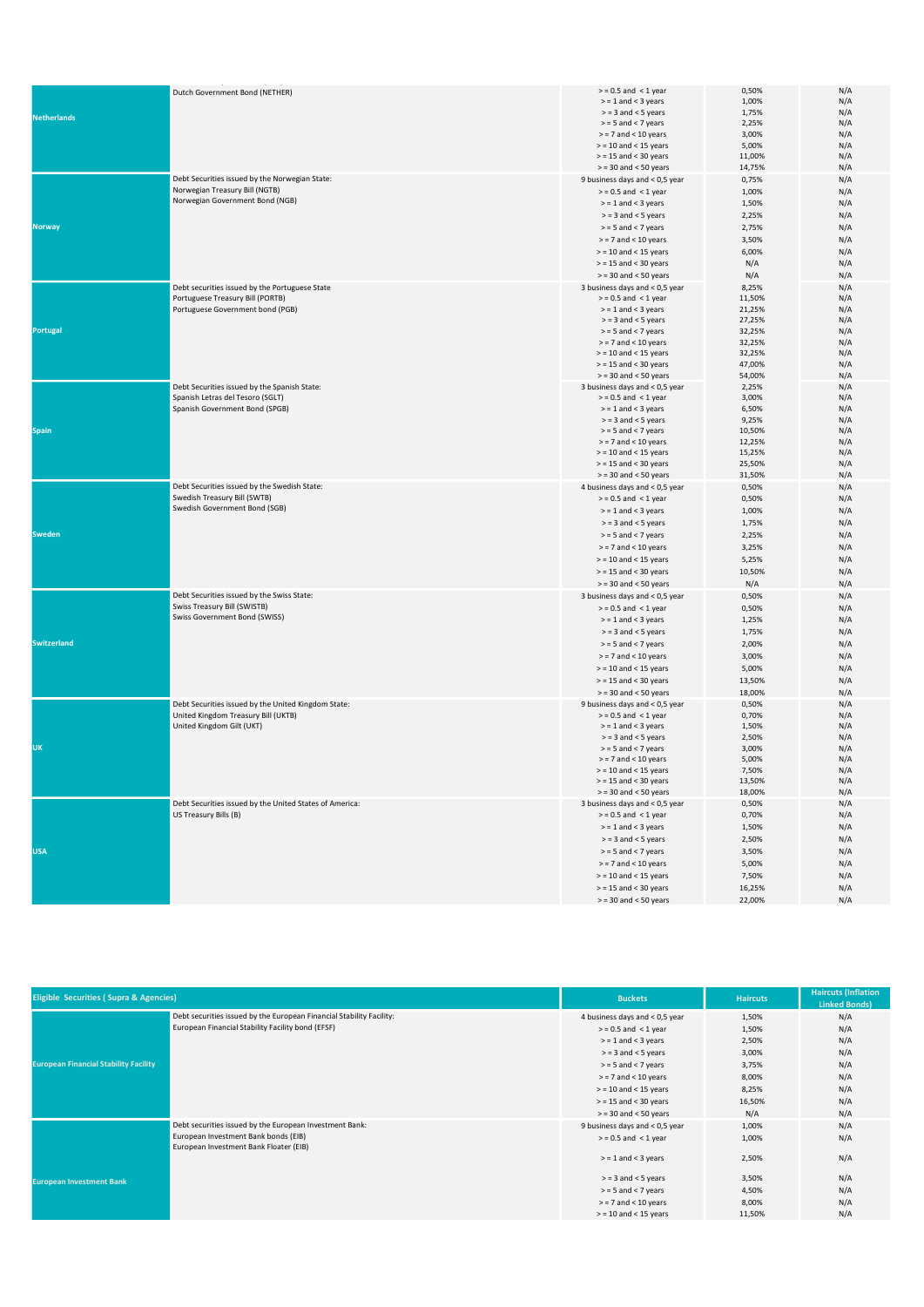| | | Buckets | Haircuts | Haircuts (Inflation Linked Bonds) |
|---|---|---|---|---|
| Netherlands | Dutch Government Bond (NETHER) | > = 0.5 and < 1 year | 0,50% | N/A |
| | | > = 1 and < 3 years | 1,00% | N/A |
| | | > = 3 and < 5 years | 1,75% | N/A |
| | | > = 5 and < 7 years | 2,25% | N/A |
| | | > = 7 and < 10 years | 3,00% | N/A |
| | | > = 10 and < 15 years | 5,00% | N/A |
| | | > = 15 and < 30 years | 11,00% | N/A |
| | | > = 30 and < 50 years | 14,75% | N/A |
| Norway | Debt Securities issued by the Norwegian State: | 9 business days and < 0,5 year | 0,75% | N/A |
| | Norwegian Treasury Bill (NGTB) | > = 0.5 and < 1 year | 1,00% | N/A |
| | Norwegian Government Bond (NGB) | > = 1 and < 3 years | 1,50% | N/A |
| | | > = 3 and < 5 years | 2,25% | N/A |
| | | > = 5 and < 7 years | 2,75% | N/A |
| | | > = 7 and < 10 years | 3,50% | N/A |
| | | > = 10 and < 15 years | 6,00% | N/A |
| | | > = 15 and < 30 years | N/A | N/A |
| | | > = 30 and < 50 years | N/A | N/A |
| Portugal | Debt securities issued by the Portuguese State | 3 business days and < 0,5 year | 8,25% | N/A |
| | Portuguese Treasury Bill (PORTB) | > = 0.5 and < 1 year | 11,50% | N/A |
| | Portuguese Government bond (PGB) | > = 1 and < 3 years | 21,25% | N/A |
| | | > = 3 and < 5 years | 27,25% | N/A |
| | | > = 5 and < 7 years | 32,25% | N/A |
| | | > = 7 and < 10 years | 32,25% | N/A |
| | | > = 10 and < 15 years | 32,25% | N/A |
| | | > = 15 and < 30 years | 47,00% | N/A |
| | | > = 30 and < 50 years | 54,00% | N/A |
| Spain | Debt Securities issued by the Spanish State: | 3 business days and < 0,5 year | 2,25% | N/A |
| | Spanish Letras del Tesoro (SGLT) | > = 0.5 and < 1 year | 3,00% | N/A |
| | Spanish Government Bond (SPGB) | > = 1 and < 3 years | 6,50% | N/A |
| | | > = 3 and < 5 years | 9,25% | N/A |
| | | > = 5 and < 7 years | 10,50% | N/A |
| | | > = 7 and < 10 years | 12,25% | N/A |
| | | > = 10 and < 15 years | 15,25% | N/A |
| | | > = 15 and < 30 years | 25,50% | N/A |
| | | > = 30 and < 50 years | 31,50% | N/A |
| Sweden | Debt Securities issued by the Swedish State: | 4 business days and < 0,5 year | 0,50% | N/A |
| | Swedish Treasury Bill (SWTB) | > = 0.5 and < 1 year | 0,50% | N/A |
| | Swedish Government Bond (SGB) | > = 1 and < 3 years | 1,00% | N/A |
| | | > = 3 and < 5 years | 1,75% | N/A |
| | | > = 5 and < 7 years | 2,25% | N/A |
| | | > = 7 and < 10 years | 3,25% | N/A |
| | | > = 10 and < 15 years | 5,25% | N/A |
| | | > = 15 and < 30 years | 10,50% | N/A |
| | | > = 30 and < 50 years | N/A | N/A |
| Switzerland | Debt Securities issued by the Swiss State: | 3 business days and < 0,5 year | 0,50% | N/A |
| | Swiss Treasury Bill (SWISTB) | > = 0.5 and < 1 year | 0,50% | N/A |
| | Swiss Government Bond (SWISS) | > = 1 and < 3 years | 1,25% | N/A |
| | | > = 3 and < 5 years | 1,75% | N/A |
| | | > = 5 and < 7 years | 2,00% | N/A |
| | | > = 7 and < 10 years | 3,00% | N/A |
| | | > = 10 and < 15 years | 5,00% | N/A |
| | | > = 15 and < 30 years | 13,50% | N/A |
| | | > = 30 and < 50 years | 18,00% | N/A |
| UK | Debt Securities issued by the United Kingdom State: | 9 business days and < 0,5 year | 0,50% | N/A |
| | United Kingdom Treasury Bill (UKTB) | > = 0.5 and < 1 year | 0,70% | N/A |
| | United Kingdom Gilt (UKT) | > = 1 and < 3 years | 1,50% | N/A |
| | | > = 3 and < 5 years | 2,50% | N/A |
| | | > = 5 and < 7 years | 3,00% | N/A |
| | | > = 7 and < 10 years | 5,00% | N/A |
| | | > = 10 and < 15 years | 7,50% | N/A |
| | | > = 15 and < 30 years | 13,50% | N/A |
| | | > = 30 and < 50 years | 18,00% | N/A |
| USA | Debt Securities issued by the United States of America: | 3 business days and < 0,5 year | 0,50% | N/A |
| | US Treasury Bills (B) | > = 0.5 and < 1 year | 0,70% | N/A |
| | | > = 1 and < 3 years | 1,50% | N/A |
| | | > = 3 and < 5 years | 2,50% | N/A |
| | | > = 5 and < 7 years | 3,50% | N/A |
| | | > = 7 and < 10 years | 5,00% | N/A |
| | | > = 10 and < 15 years | 7,50% | N/A |
| | | > = 15 and < 30 years | 16,25% | N/A |
| | | > = 30 and < 50 years | 22,00% | N/A |

| Eligible Securities ( Supra & Agencies) | | Buckets | Haircuts | Haircuts (Inflation Linked Bonds) |
|---|---|---|---|---|
| European Financial Stability Facility | Debt securities issued by the European Financial Stability Facility: | 4 business days and < 0,5 year | 1,50% | N/A |
| | European Financial Stability Facility bond (EFSF) | > = 0.5 and < 1 year | 1,50% | N/A |
| | | > = 1 and < 3 years | 2,50% | N/A |
| | | > = 3 and < 5 years | 3,00% | N/A |
| | | > = 5 and < 7 years | 3,75% | N/A |
| | | > = 7 and < 10 years | 8,00% | N/A |
| | | > = 10 and < 15 years | 8,25% | N/A |
| | | > = 15 and < 30 years | 16,50% | N/A |
| | | > = 30 and < 50 years | N/A | N/A |
| European Investment Bank | Debt securities issued by the European Investment Bank: | 9 business days and < 0,5 year | 1,00% | N/A |
| | European Investment Bank bonds (EIB) | > = 0.5 and < 1 year | 1,00% | N/A |
| | European Investment Bank Floater (EIB) | > = 1 and < 3 years | 2,50% | N/A |
| | | > = 3 and < 5 years | 3,50% | N/A |
| | | > = 5 and < 7 years | 4,50% | N/A |
| | | > = 7 and < 10 years | 8,00% | N/A |
| | | > = 10 and < 15 years | 11,50% | N/A |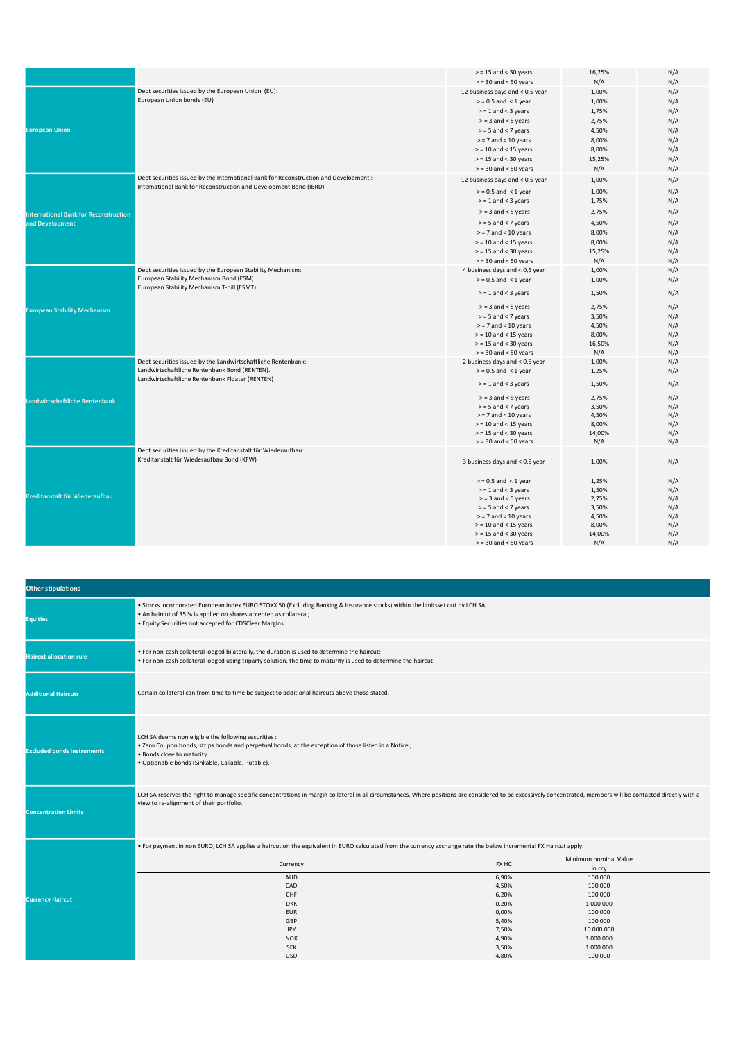| Issuer | Description | Maturity | Haircut | |
|---|---|---|---|---|
| | | > = 15 and < 30 years | 16,25% | N/A |
| | | > = 30 and < 50 years | N/A | N/A |
| European Union | Debt securities issued by the European Union (EU): European Union bonds (EU) | 12 business days and < 0,5 year | 1,00% | N/A |
| | | > = 0.5 and < 1 year | 1,00% | N/A |
| | | > = 1 and < 3 years | 1,75% | N/A |
| | | > = 3 and < 5 years | 2,75% | N/A |
| | | > = 5 and < 7 years | 4,50% | N/A |
| | | > = 7 and < 10 years | 8,00% | N/A |
| | | > = 10 and < 15 years | 8,00% | N/A |
| | | > = 15 and < 30 years | 15,25% | N/A |
| | | > = 30 and < 50 years | N/A | N/A |
| International Bank for Reconstruction and Development | Debt securities issued by the International Bank for Reconstruction and Development : International Bank for Reconstruction and Development Bond (IBRD) | 12 business days and < 0,5 year | 1,00% | N/A |
| | | > = 0.5 and < 1 year | 1,00% | N/A |
| | | > = 1 and < 3 years | 1,75% | N/A |
| | | > = 3 and < 5 years | 2,75% | N/A |
| | | > = 5 and < 7 years | 4,50% | N/A |
| | | > = 7 and < 10 years | 8,00% | N/A |
| | | > = 10 and < 15 years | 8,00% | N/A |
| | | > = 15 and < 30 years | 15,25% | N/A |
| | | > = 30 and < 50 years | N/A | N/A |
| European Stability Mechanism | Debt securities issued by the European Stability Mechanism: European Stability Mechanism Bond (ESM) European Stability Mechanism T-bill (ESMT) | 4 business days and < 0,5 year | 1,00% | N/A |
| | | > = 0.5 and < 1 year | 1,00% | N/A |
| | | > = 1 and < 3 years | 1,50% | N/A |
| | | > = 3 and < 5 years | 2,75% | N/A |
| | | > = 5 and < 7 years | 3,50% | N/A |
| | | > = 7 and < 10 years | 4,50% | N/A |
| | | > = 10 and < 15 years | 8,00% | N/A |
| | | > = 15 and < 30 years | 16,50% | N/A |
| | | > = 30 and < 50 years | N/A | N/A |
| Landwirtschaftliche Rentenbank | Debt securities issued by the Landwirtschaftliche Rentenbank: Landwirtschaftliche Rentenbank Bond (RENTEN). Landwirtschaftliche Rentenbank Floater (RENTEN) | 2 business days and < 0,5 year | 1,00% | N/A |
| | | > = 0.5 and < 1 year | 1,25% | N/A |
| | | > = 1 and < 3 years | 1,50% | N/A |
| | | > = 3 and < 5 years | 2,75% | N/A |
| | | > = 5 and < 7 years | 3,50% | N/A |
| | | > = 7 and < 10 years | 4,50% | N/A |
| | | > = 10 and < 15 years | 8,00% | N/A |
| | | > = 15 and < 30 years | 14,00% | N/A |
| | | > = 30 and < 50 years | N/A | N/A |
| Kreditanstalt für Wiederaufbau | Debt securities issued by the Kreditanstalt für Wiederaufbau: Kreditanstalt für Wiederaufbau Bond (KFW) | 3 business days and < 0,5 year | 1,00% | N/A |
| | | > = 0.5 and < 1 year | 1,25% | N/A |
| | | > = 1 and < 3 years | 1,50% | N/A |
| | | > = 3 and < 5 years | 2,75% | N/A |
| | | > = 5 and < 7 years | 3,50% | N/A |
| | | > = 7 and < 10 years | 4,50% | N/A |
| | | > = 10 and < 15 years | 8,00% | N/A |
| | | > = 15 and < 30 years | 14,00% | N/A |
| | | > = 30 and < 50 years | N/A | N/A |

## Other stipulations

| | |
|---|---|
| **Equities** | • Stocks incorporated European index EURO STOXX 50 (Excluding Banking & Insurance stocks) within the limitsset out by LCH SA;<br>• An haircut of 35 % is applied on shares accepted as collateral;<br>• Equity Securities not accepted for CDSClear Margins. |
| **Haircut allocation rule** | • For non-cash collateral lodged bilaterally, the duration is used to determine the haircut;<br>• For non-cash collateral lodged using triparty solution, the time to maturity is used to determine the haircut. |
| **Additional Haircuts** | Certain collateral can from time to time be subject to additional haircuts above those stated. |
| **Excluded bonds instruments** | LCH SA deems non eligible the following securities :<br>• Zero Coupon bonds, strips bonds and perpetual bonds, at the exception of those listed in a Notice ;<br>• Bonds close to maturity.<br>• Optionable bonds (Sinkable, Callable, Putable). |
| **Concentration Limits** | LCH SA reserves the right to manage specific concentrations in margin collateral in all circumstances. Where positions are considered to be excessively concentrated, members will be contacted directly with a view to re-alignment of their portfolio. |
| **Currency Haircut** | • For payment in non EURO, LCH SA applies a haircut on the equivalent in EURO calculated from the currency exchange rate the below incremental FX Haircut apply. |

| Currency | FX HC | Minimum nominal Value in ccy |
|---|---|---|
| AUD | 6,90% | 100 000 |
| CAD | 4,50% | 100 000 |
| CHF | 6,20% | 100 000 |
| DKK | 0,20% | 1 000 000 |
| EUR | 0,00% | 100 000 |
| GBP | 5,40% | 100 000 |
| JPY | 7,50% | 10 000 000 |
| NOK | 4,90% | 1 000 000 |
| SEK | 3,50% | 1 000 000 |
| USD | 4,80% | 100 000 |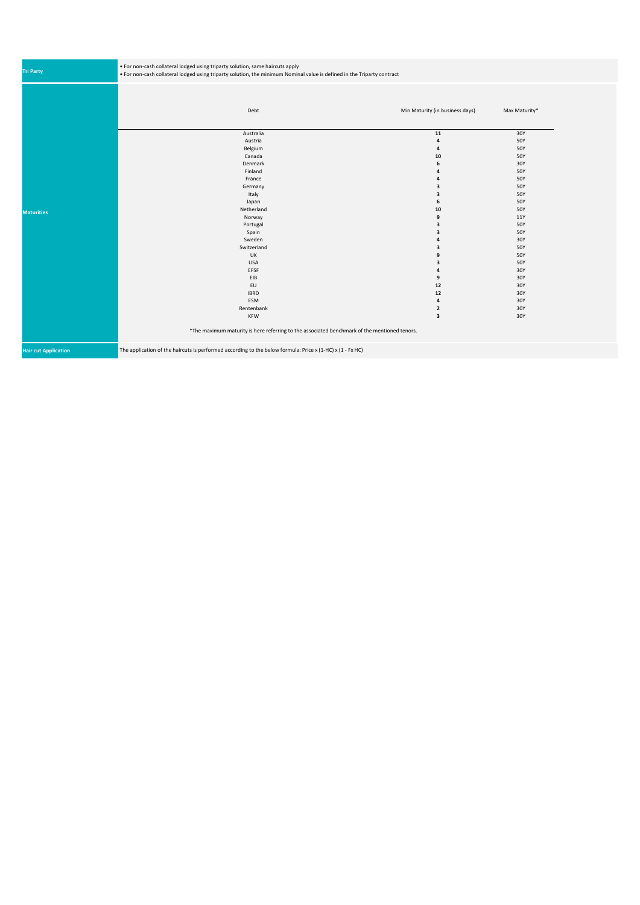**Tri Party**

- For non-cash collateral lodged using triparty solution, same haircuts apply
- For non-cash collateral lodged using triparty solution, the minimum Nominal value is defined in the Triparty contract

**Maturities**

| Debt | Min Maturity (in business days) | Max Maturity* |
|---|---|---|
| Australia | **11** | 30Y |
| Austria | **4** | 50Y |
| Belgium | **4** | 50Y |
| Canada | **10** | 50Y |
| Denmark | **6** | 30Y |
| Finland | **4** | 50Y |
| France | **4** | 50Y |
| Germany | **3** | 50Y |
| Italy | **3** | 50Y |
| Japan | **6** | 50Y |
| Netherland | **10** | 50Y |
| Norway | **9** | 11Y |
| Portugal | **3** | 50Y |
| Spain | **3** | 50Y |
| Sweden | **4** | 30Y |
| Switzerland | **3** | 50Y |
| UK | **9** | 50Y |
| USA | **3** | 50Y |
| EFSF | **4** | 30Y |
| EIB | **9** | 30Y |
| EU | **12** | 30Y |
| IBRD | **12** | 30Y |
| ESM | **4** | 30Y |
| Rentenbank | **2** | 30Y |
| KFW | **3** | 30Y |

*The maximum maturity is here referring to the associated benchmark of the mentioned tenors.

**Hair cut Application**

The application of the haircuts is performed according to the below formula: Price x (1-HC) x (1 - Fx HC)